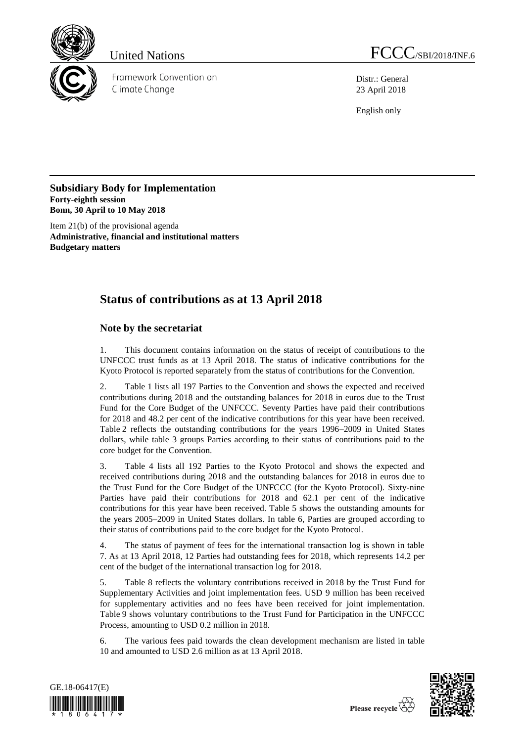United Nations

Framework Convention on Climate Change

FCCC/SBI/2018/INF.6

Distr.: General
23 April 2018

English only

**Subsidiary Body for Implementation**
**Forty-eighth session**
**Bonn, 30 April to 10 May 2018**

Item 21(b) of the provisional agenda
**Administrative, financial and institutional matters**
**Budgetary matters**

# Status of contributions as at 13 April 2018

## Note by the secretariat

1. This document contains information on the status of receipt of contributions to the UNFCCC trust funds as at 13 April 2018. The status of indicative contributions for the Kyoto Protocol is reported separately from the status of contributions for the Convention.

2. Table 1 lists all 197 Parties to the Convention and shows the expected and received contributions during 2018 and the outstanding balances for 2018 in euros due to the Trust Fund for the Core Budget of the UNFCCC. Seventy Parties have paid their contributions for 2018 and 48.2 per cent of the indicative contributions for this year have been received. Table 2 reflects the outstanding contributions for the years 1996–2009 in United States dollars, while table 3 groups Parties according to their status of contributions paid to the core budget for the Convention.

3. Table 4 lists all 192 Parties to the Kyoto Protocol and shows the expected and received contributions during 2018 and the outstanding balances for 2018 in euros due to the Trust Fund for the Core Budget of the UNFCCC (for the Kyoto Protocol). Sixty-nine Parties have paid their contributions for 2018 and 62.1 per cent of the indicative contributions for this year have been received. Table 5 shows the outstanding amounts for the years 2005–2009 in United States dollars. In table 6, Parties are grouped according to their status of contributions paid to the core budget for the Kyoto Protocol.

4. The status of payment of fees for the international transaction log is shown in table 7. As at 13 April 2018, 12 Parties had outstanding fees for 2018, which represents 14.2 per cent of the budget of the international transaction log for 2018.

5. Table 8 reflects the voluntary contributions received in 2018 by the Trust Fund for Supplementary Activities and joint implementation fees. USD 9 million has been received for supplementary activities and no fees have been received for joint implementation. Table 9 shows voluntary contributions to the Trust Fund for Participation in the UNFCCC Process, amounting to USD 0.2 million in 2018.

6. The various fees paid towards the clean development mechanism are listed in table 10 and amounted to USD 2.6 million as at 13 April 2018.

GE.18-06417(E)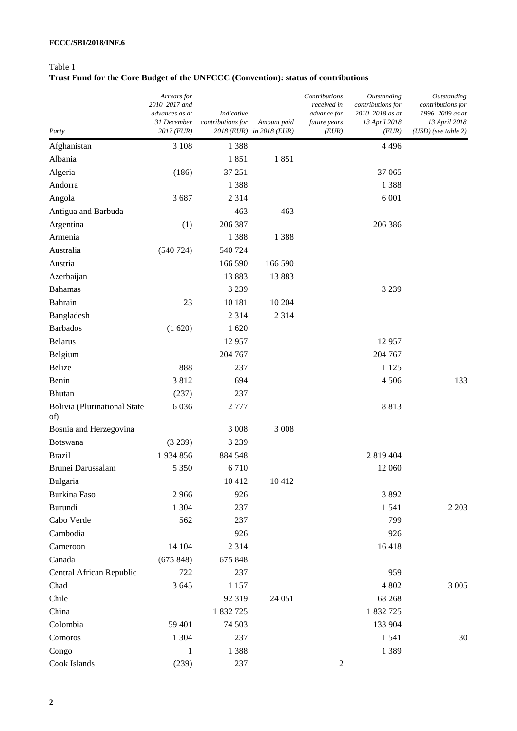Table 1
**Trust Fund for the Core Budget of the UNFCCC (Convention): status of contributions**

| Party | *Arrears for 2010–2017 and advances as at 31 December 2017 (EUR)* | *Indicative contributions for 2018 (EUR)* | *Amount paid in 2018 (EUR)* | *Contributions received in advance for future years (EUR)* | *Outstanding contributions for 2010–2018 as at 13 April 2018 (EUR)* | *Outstanding contributions for 1996–2009 as at 13 April 2018 (USD) (see table 2)* |
|---|---|---|---|---|---|---|
| Afghanistan | 3 108 | 1 388 | | | 4 496 | |
| Albania | | 1 851 | 1 851 | | | |
| Algeria | (186) | 37 251 | | | 37 065 | |
| Andorra | | 1 388 | | | 1 388 | |
| Angola | 3 687 | 2 314 | | | 6 001 | |
| Antigua and Barbuda | | 463 | 463 | | | |
| Argentina | (1) | 206 387 | | | 206 386 | |
| Armenia | | 1 388 | 1 388 | | | |
| Australia | (540 724) | 540 724 | | | | |
| Austria | | 166 590 | 166 590 | | | |
| Azerbaijan | | 13 883 | 13 883 | | | |
| Bahamas | | 3 239 | | | 3 239 | |
| Bahrain | 23 | 10 181 | 10 204 | | | |
| Bangladesh | | 2 314 | 2 314 | | | |
| Barbados | (1 620) | 1 620 | | | | |
| Belarus | | 12 957 | | | 12 957 | |
| Belgium | | 204 767 | | | 204 767 | |
| Belize | 888 | 237 | | | 1 125 | |
| Benin | 3 812 | 694 | | | 4 506 | 133 |
| Bhutan | (237) | 237 | | | | |
| Bolivia (Plurinational State of) | 6 036 | 2 777 | | | 8 813 | |
| Bosnia and Herzegovina | | 3 008 | 3 008 | | | |
| Botswana | (3 239) | 3 239 | | | | |
| Brazil | 1 934 856 | 884 548 | | | 2 819 404 | |
| Brunei Darussalam | 5 350 | 6 710 | | | 12 060 | |
| Bulgaria | | 10 412 | 10 412 | | | |
| Burkina Faso | 2 966 | 926 | | | 3 892 | |
| Burundi | 1 304 | 237 | | | 1 541 | 2 203 |
| Cabo Verde | 562 | 237 | | | 799 | |
| Cambodia | | 926 | | | 926 | |
| Cameroon | 14 104 | 2 314 | | | 16 418 | |
| Canada | (675 848) | 675 848 | | | | |
| Central African Republic | 722 | 237 | | | 959 | |
| Chad | 3 645 | 1 157 | | | 4 802 | 3 005 |
| Chile | | 92 319 | 24 051 | | 68 268 | |
| China | | 1 832 725 | | | 1 832 725 | |
| Colombia | 59 401 | 74 503 | | | 133 904 | |
| Comoros | 1 304 | 237 | | | 1 541 | 30 |
| Congo | 1 | 1 388 | | | 1 389 | |
| Cook Islands | (239) | 237 | | 2 | | |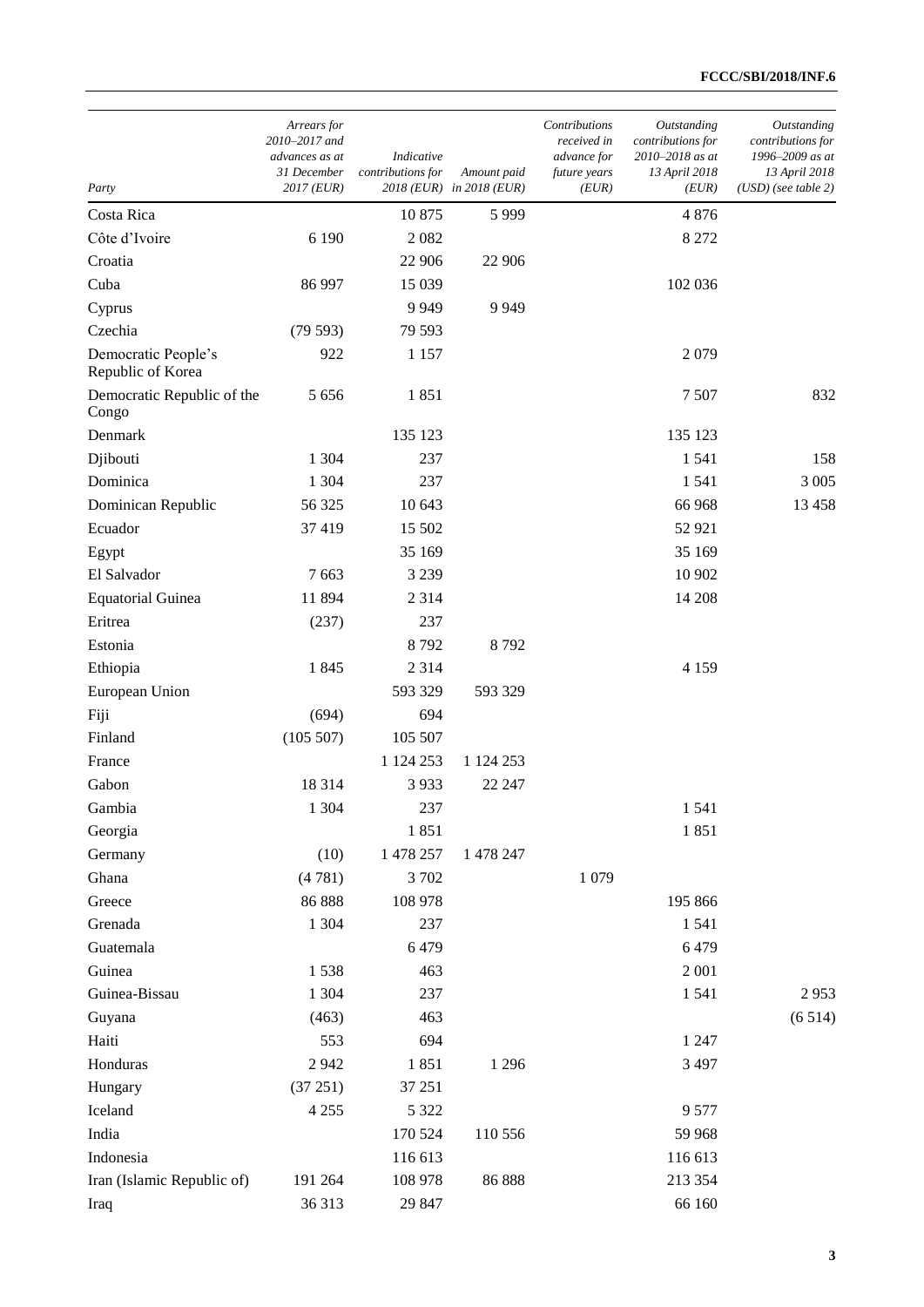| Party | Arrears for 2010–2017 and advances as at 31 December 2017 (EUR) | Indicative contributions for 2018 (EUR) | Amount paid in 2018 (EUR) | Contributions received in advance for future years (EUR) | Outstanding contributions for 2010–2018 as at 13 April 2018 (EUR) | Outstanding contributions for 1996–2009 as at 13 April 2018 (USD) (see table 2) |
|---|---|---|---|---|---|---|
| Costa Rica | | 10 875 | 5 999 | | 4 876 | |
| Côte d'Ivoire | 6 190 | 2 082 | | | 8 272 | |
| Croatia | | 22 906 | 22 906 | | | |
| Cuba | 86 997 | 15 039 | | | 102 036 | |
| Cyprus | | 9 949 | 9 949 | | | |
| Czechia | (79 593) | 79 593 | | | | |
| Democratic People's Republic of Korea | 922 | 1 157 | | | 2 079 | |
| Democratic Republic of the Congo | 5 656 | 1 851 | | | 7 507 | 832 |
| Denmark | | 135 123 | | | 135 123 | |
| Djibouti | 1 304 | 237 | | | 1 541 | 158 |
| Dominica | 1 304 | 237 | | | 1 541 | 3 005 |
| Dominican Republic | 56 325 | 10 643 | | | 66 968 | 13 458 |
| Ecuador | 37 419 | 15 502 | | | 52 921 | |
| Egypt | | 35 169 | | | 35 169 | |
| El Salvador | 7 663 | 3 239 | | | 10 902 | |
| Equatorial Guinea | 11 894 | 2 314 | | | 14 208 | |
| Eritrea | (237) | 237 | | | | |
| Estonia | | 8 792 | 8 792 | | | |
| Ethiopia | 1 845 | 2 314 | | | 4 159 | |
| European Union | | 593 329 | 593 329 | | | |
| Fiji | (694) | 694 | | | | |
| Finland | (105 507) | 105 507 | | | | |
| France | | 1 124 253 | 1 124 253 | | | |
| Gabon | 18 314 | 3 933 | 22 247 | | | |
| Gambia | 1 304 | 237 | | | 1 541 | |
| Georgia | | 1 851 | | | 1 851 | |
| Germany | (10) | 1 478 257 | 1 478 247 | | | |
| Ghana | (4 781) | 3 702 | | 1 079 | | |
| Greece | 86 888 | 108 978 | | | 195 866 | |
| Grenada | 1 304 | 237 | | | 1 541 | |
| Guatemala | | 6 479 | | | 6 479 | |
| Guinea | 1 538 | 463 | | | 2 001 | |
| Guinea-Bissau | 1 304 | 237 | | | 1 541 | 2 953 |
| Guyana | (463) | 463 | | | | (6 514) |
| Haiti | 553 | 694 | | | 1 247 | |
| Honduras | 2 942 | 1 851 | 1 296 | | 3 497 | |
| Hungary | (37 251) | 37 251 | | | | |
| Iceland | 4 255 | 5 322 | | | 9 577 | |
| India | | 170 524 | 110 556 | | 59 968 | |
| Indonesia | | 116 613 | | | 116 613 | |
| Iran (Islamic Republic of) | 191 264 | 108 978 | 86 888 | | 213 354 | |
| Iraq | 36 313 | 29 847 | | | 66 160 | |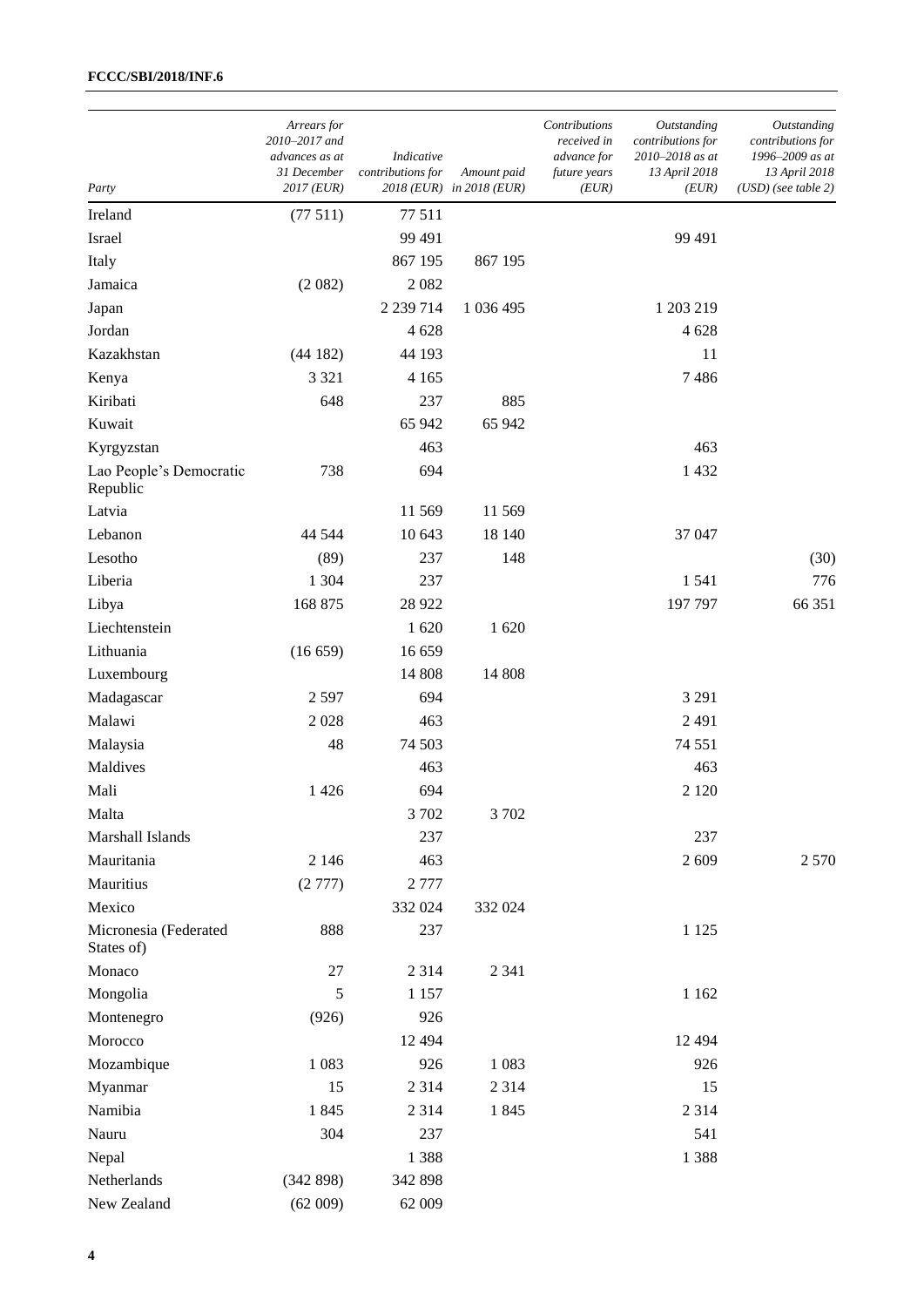| Party | Arrears for 2010–2017 and advances as at 31 December 2017 (EUR) | Indicative contributions for 2018 (EUR) | Amount paid in 2018 (EUR) | Contributions received in advance for future years (EUR) | Outstanding contributions for 2010–2018 as at 13 April 2018 (EUR) | Outstanding contributions for 1996–2009 as at 13 April 2018 (USD) (see table 2) |
|---|---|---|---|---|---|---|
| Ireland | (77 511) | 77 511 | | | | |
| Israel | | 99 491 | | | 99 491 | |
| Italy | | 867 195 | 867 195 | | | |
| Jamaica | (2 082) | 2 082 | | | | |
| Japan | | 2 239 714 | 1 036 495 | | 1 203 219 | |
| Jordan | | 4 628 | | | 4 628 | |
| Kazakhstan | (44 182) | 44 193 | | | 11 | |
| Kenya | 3 321 | 4 165 | | | 7 486 | |
| Kiribati | 648 | 237 | 885 | | | |
| Kuwait | | 65 942 | 65 942 | | | |
| Kyrgyzstan | | 463 | | | 463 | |
| Lao People's Democratic Republic | 738 | 694 | | | 1 432 | |
| Latvia | | 11 569 | 11 569 | | | |
| Lebanon | 44 544 | 10 643 | 18 140 | | 37 047 | |
| Lesotho | (89) | 237 | 148 | | | (30) |
| Liberia | 1 304 | 237 | | | 1 541 | 776 |
| Libya | 168 875 | 28 922 | | | 197 797 | 66 351 |
| Liechtenstein | | 1 620 | 1 620 | | | |
| Lithuania | (16 659) | 16 659 | | | | |
| Luxembourg | | 14 808 | 14 808 | | | |
| Madagascar | 2 597 | 694 | | | 3 291 | |
| Malawi | 2 028 | 463 | | | 2 491 | |
| Malaysia | 48 | 74 503 | | | 74 551 | |
| Maldives | | 463 | | | 463 | |
| Mali | 1 426 | 694 | | | 2 120 | |
| Malta | | 3 702 | 3 702 | | | |
| Marshall Islands | | 237 | | | 237 | |
| Mauritania | 2 146 | 463 | | | 2 609 | 2 570 |
| Mauritius | (2 777) | 2 777 | | | | |
| Mexico | | 332 024 | 332 024 | | | |
| Micronesia (Federated States of) | 888 | 237 | | | 1 125 | |
| Monaco | 27 | 2 314 | 2 341 | | | |
| Mongolia | 5 | 1 157 | | | 1 162 | |
| Montenegro | (926) | 926 | | | | |
| Morocco | | 12 494 | | | 12 494 | |
| Mozambique | 1 083 | 926 | 1 083 | | 926 | |
| Myanmar | 15 | 2 314 | 2 314 | | 15 | |
| Namibia | 1 845 | 2 314 | 1 845 | | 2 314 | |
| Nauru | 304 | 237 | | | 541 | |
| Nepal | | 1 388 | | | 1 388 | |
| Netherlands | (342 898) | 342 898 | | | | |
| New Zealand | (62 009) | 62 009 | | | | |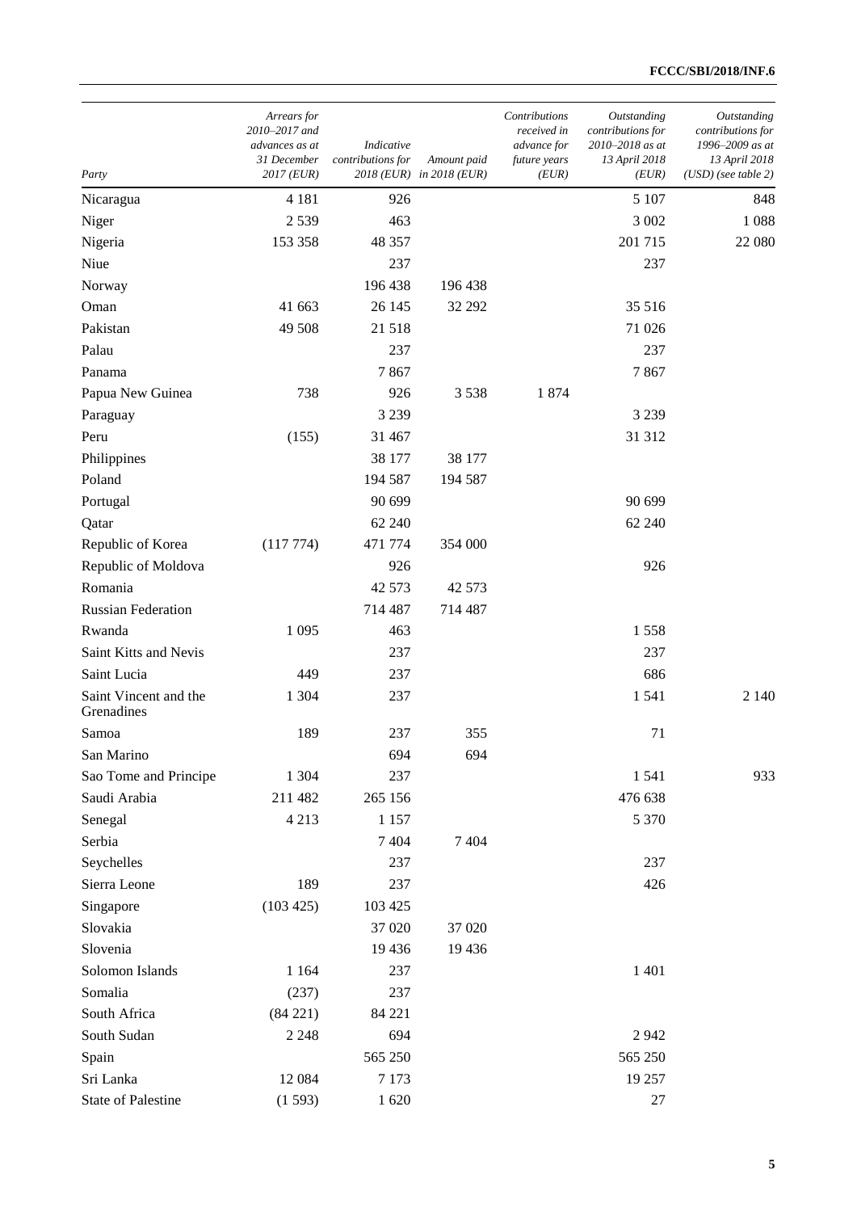| Party | Arrears for 2010–2017 and advances as at 31 December 2017 (EUR) | Indicative contributions for 2018 (EUR) | Amount paid in 2018 (EUR) | Contributions received in advance for future years (EUR) | Outstanding contributions for 2010–2018 as at 13 April 2018 (EUR) | Outstanding contributions for 1996–2009 as at 13 April 2018 (USD) (see table 2) |
|---|---|---|---|---|---|---|
| Nicaragua | 4 181 | 926 | | | 5 107 | 848 |
| Niger | 2 539 | 463 | | | 3 002 | 1 088 |
| Nigeria | 153 358 | 48 357 | | | 201 715 | 22 080 |
| Niue | | 237 | | | 237 | |
| Norway | | 196 438 | 196 438 | | | |
| Oman | 41 663 | 26 145 | 32 292 | | 35 516 | |
| Pakistan | 49 508 | 21 518 | | | 71 026 | |
| Palau | | 237 | | | 237 | |
| Panama | | 7 867 | | | 7 867 | |
| Papua New Guinea | 738 | 926 | 3 538 | 1 874 | | |
| Paraguay | | 3 239 | | | 3 239 | |
| Peru | (155) | 31 467 | | | 31 312 | |
| Philippines | | 38 177 | 38 177 | | | |
| Poland | | 194 587 | 194 587 | | | |
| Portugal | | 90 699 | | | 90 699 | |
| Qatar | | 62 240 | | | 62 240 | |
| Republic of Korea | (117 774) | 471 774 | 354 000 | | | |
| Republic of Moldova | | 926 | | | 926 | |
| Romania | | 42 573 | 42 573 | | | |
| Russian Federation | | 714 487 | 714 487 | | | |
| Rwanda | 1 095 | 463 | | | 1 558 | |
| Saint Kitts and Nevis | | 237 | | | 237 | |
| Saint Lucia | 449 | 237 | | | 686 | |
| Saint Vincent and the Grenadines | 1 304 | 237 | | | 1 541 | 2 140 |
| Samoa | 189 | 237 | 355 | | 71 | |
| San Marino | | 694 | 694 | | | |
| Sao Tome and Principe | 1 304 | 237 | | | 1 541 | 933 |
| Saudi Arabia | 211 482 | 265 156 | | | 476 638 | |
| Senegal | 4 213 | 1 157 | | | 5 370 | |
| Serbia | | 7 404 | 7 404 | | | |
| Seychelles | | 237 | | | 237 | |
| Sierra Leone | 189 | 237 | | | 426 | |
| Singapore | (103 425) | 103 425 | | | | |
| Slovakia | | 37 020 | 37 020 | | | |
| Slovenia | | 19 436 | 19 436 | | | |
| Solomon Islands | 1 164 | 237 | | | 1 401 | |
| Somalia | (237) | 237 | | | | |
| South Africa | (84 221) | 84 221 | | | | |
| South Sudan | 2 248 | 694 | | | 2 942 | |
| Spain | | 565 250 | | | 565 250 | |
| Sri Lanka | 12 084 | 7 173 | | | 19 257 | |
| State of Palestine | (1 593) | 1 620 | | | 27 | |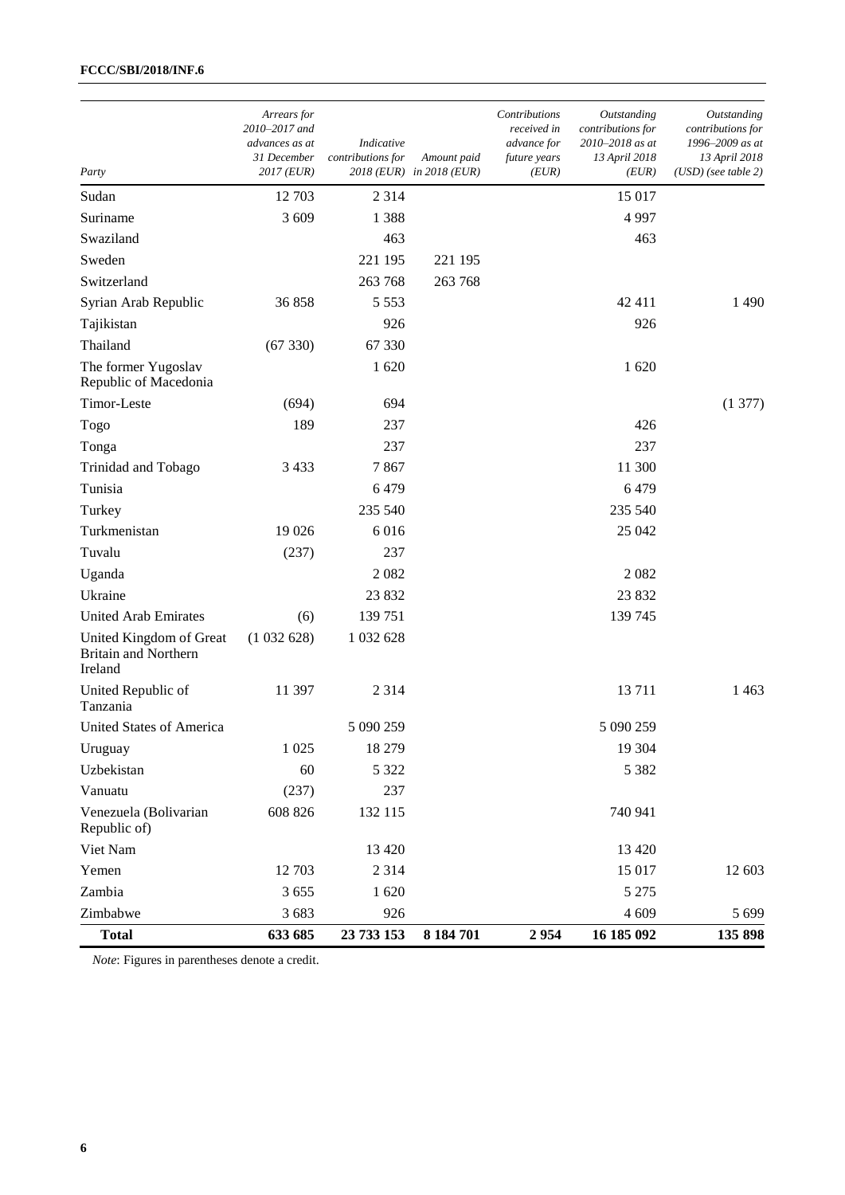| Party | Arrears for 2010–2017 and advances as at 31 December 2017 (EUR) | Indicative contributions for 2018 (EUR) | Amount paid in 2018 (EUR) | Contributions received in advance for future years (EUR) | Outstanding contributions for 2010–2018 as at 13 April 2018 (EUR) | Outstanding contributions for 1996–2009 as at 13 April 2018 (USD) (see table 2) |
|---|---|---|---|---|---|---|
| Sudan | 12 703 | 2 314 | | | 15 017 | |
| Suriname | 3 609 | 1 388 | | | 4 997 | |
| Swaziland | | 463 | | | 463 | |
| Sweden | | 221 195 | 221 195 | | | |
| Switzerland | | 263 768 | 263 768 | | | |
| Syrian Arab Republic | 36 858 | 5 553 | | | 42 411 | 1 490 |
| Tajikistan | | 926 | | | 926 | |
| Thailand | (67 330) | 67 330 | | | | |
| The former Yugoslav Republic of Macedonia | | 1 620 | | | 1 620 | |
| Timor-Leste | (694) | 694 | | | | (1 377) |
| Togo | 189 | 237 | | | 426 | |
| Tonga | | 237 | | | 237 | |
| Trinidad and Tobago | 3 433 | 7 867 | | | 11 300 | |
| Tunisia | | 6 479 | | | 6 479 | |
| Turkey | | 235 540 | | | 235 540 | |
| Turkmenistan | 19 026 | 6 016 | | | 25 042 | |
| Tuvalu | (237) | 237 | | | | |
| Uganda | | 2 082 | | | 2 082 | |
| Ukraine | | 23 832 | | | 23 832 | |
| United Arab Emirates | (6) | 139 751 | | | 139 745 | |
| United Kingdom of Great Britain and Northern Ireland | (1 032 628) | 1 032 628 | | | | |
| United Republic of Tanzania | 11 397 | 2 314 | | | 13 711 | 1 463 |
| United States of America | | 5 090 259 | | | 5 090 259 | |
| Uruguay | 1 025 | 18 279 | | | 19 304 | |
| Uzbekistan | 60 | 5 322 | | | 5 382 | |
| Vanuatu | (237) | 237 | | | | |
| Venezuela (Bolivarian Republic of) | 608 826 | 132 115 | | | 740 941 | |
| Viet Nam | | 13 420 | | | 13 420 | |
| Yemen | 12 703 | 2 314 | | | 15 017 | 12 603 |
| Zambia | 3 655 | 1 620 | | | 5 275 | |
| Zimbabwe | 3 683 | 926 | | | 4 609 | 5 699 |
| **Total** | **633 685** | **23 733 153** | **8 184 701** | **2 954** | **16 185 092** | **135 898** |

*Note*: Figures in parentheses denote a credit.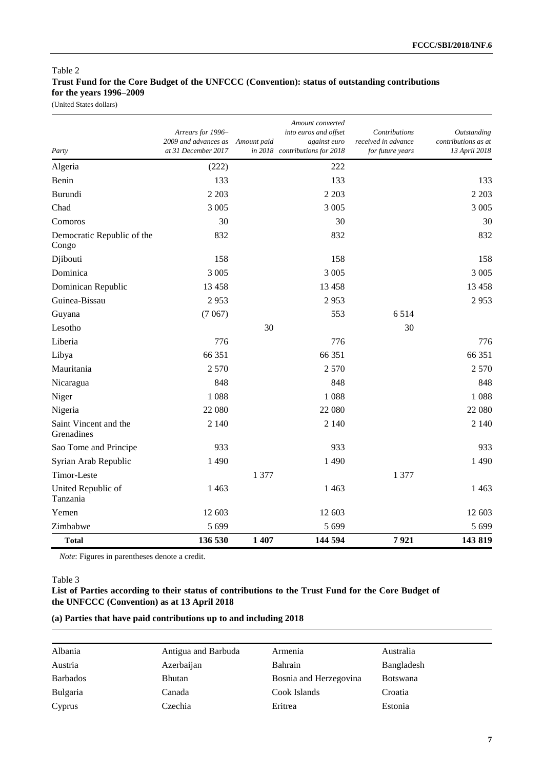Table 2
**Trust Fund for the Core Budget of the UNFCCC (Convention): status of outstanding contributions for the years 1996–2009**
(United States dollars)

| *Party* | *Arrears for 1996–2009 and advances as at 31 December 2017* | *Amount paid in 2018* | *Amount converted into euros and offset against euro contributions for 2018* | *Contributions received in advance for future years* | *Outstanding contributions as at 13 April 2018* |
|---|---|---|---|---|---|
| Algeria | (222) | | 222 | | |
| Benin | 133 | | 133 | | 133 |
| Burundi | 2 203 | | 2 203 | | 2 203 |
| Chad | 3 005 | | 3 005 | | 3 005 |
| Comoros | 30 | | 30 | | 30 |
| Democratic Republic of the Congo | 832 | | 832 | | 832 |
| Djibouti | 158 | | 158 | | 158 |
| Dominica | 3 005 | | 3 005 | | 3 005 |
| Dominican Republic | 13 458 | | 13 458 | | 13 458 |
| Guinea-Bissau | 2 953 | | 2 953 | | 2 953 |
| Guyana | (7 067) | | 553 | 6 514 | |
| Lesotho | | 30 | | 30 | |
| Liberia | 776 | | 776 | | 776 |
| Libya | 66 351 | | 66 351 | | 66 351 |
| Mauritania | 2 570 | | 2 570 | | 2 570 |
| Nicaragua | 848 | | 848 | | 848 |
| Niger | 1 088 | | 1 088 | | 1 088 |
| Nigeria | 22 080 | | 22 080 | | 22 080 |
| Saint Vincent and the Grenadines | 2 140 | | 2 140 | | 2 140 |
| Sao Tome and Principe | 933 | | 933 | | 933 |
| Syrian Arab Republic | 1 490 | | 1 490 | | 1 490 |
| Timor-Leste | | 1 377 | | 1 377 | |
| United Republic of Tanzania | 1 463 | | 1 463 | | 1 463 |
| Yemen | 12 603 | | 12 603 | | 12 603 |
| Zimbabwe | 5 699 | | 5 699 | | 5 699 |
| **Total** | **136 530** | **1 407** | **144 594** | **7 921** | **143 819** |

*Note*: Figures in parentheses denote a credit.

Table 3
**List of Parties according to their status of contributions to the Trust Fund for the Core Budget of the UNFCCC (Convention) as at 13 April 2018**

**(a) Parties that have paid contributions up to and including 2018**

| | | | |
|---|---|---|---|
| Albania | Antigua and Barbuda | Armenia | Australia |
| Austria | Azerbaijan | Bahrain | Bangladesh |
| Barbados | Bhutan | Bosnia and Herzegovina | Botswana |
| Bulgaria | Canada | Cook Islands | Croatia |
| Cyprus | Czechia | Eritrea | Estonia |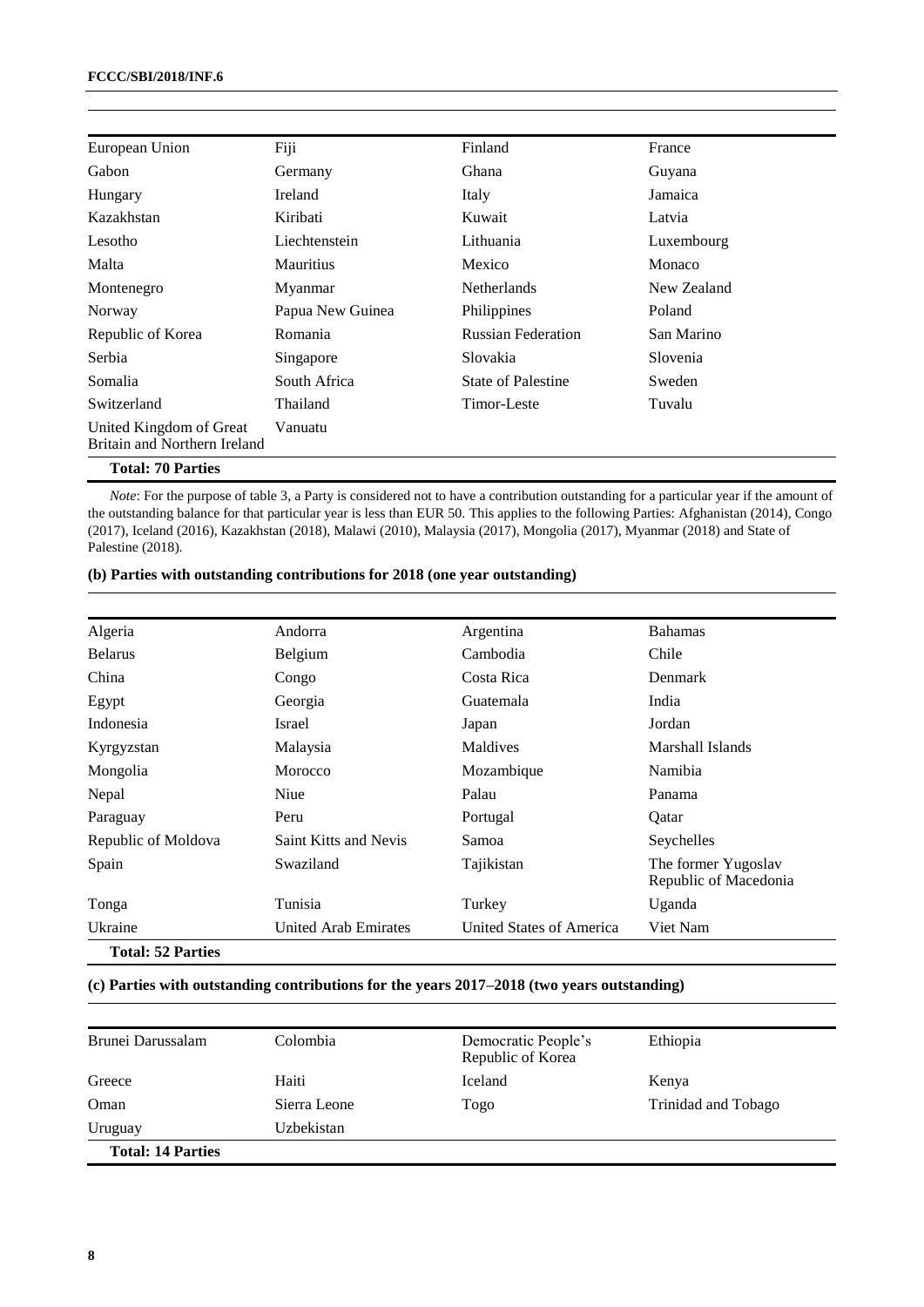| | | | |
|---|---|---|---|
| European Union | Fiji | Finland | France |
| Gabon | Germany | Ghana | Guyana |
| Hungary | Ireland | Italy | Jamaica |
| Kazakhstan | Kiribati | Kuwait | Latvia |
| Lesotho | Liechtenstein | Lithuania | Luxembourg |
| Malta | Mauritius | Mexico | Monaco |
| Montenegro | Myanmar | Netherlands | New Zealand |
| Norway | Papua New Guinea | Philippines | Poland |
| Republic of Korea | Romania | Russian Federation | San Marino |
| Serbia | Singapore | Slovakia | Slovenia |
| Somalia | South Africa | State of Palestine | Sweden |
| Switzerland | Thailand | Timor-Leste | Tuvalu |
| United Kingdom of Great Britain and Northern Ireland | Vanuatu | | |
| **Total: 70 Parties** | | | |

*Note*: For the purpose of table 3, a Party is considered not to have a contribution outstanding for a particular year if the amount of the outstanding balance for that particular year is less than EUR 50. This applies to the following Parties: Afghanistan (2014), Congo (2017), Iceland (2016), Kazakhstan (2018), Malawi (2010), Malaysia (2017), Mongolia (2017), Myanmar (2018) and State of Palestine (2018).

**(b) Parties with outstanding contributions for 2018 (one year outstanding)**

| | | | |
|---|---|---|---|
| Algeria | Andorra | Argentina | Bahamas |
| Belarus | Belgium | Cambodia | Chile |
| China | Congo | Costa Rica | Denmark |
| Egypt | Georgia | Guatemala | India |
| Indonesia | Israel | Japan | Jordan |
| Kyrgyzstan | Malaysia | Maldives | Marshall Islands |
| Mongolia | Morocco | Mozambique | Namibia |
| Nepal | Niue | Palau | Panama |
| Paraguay | Peru | Portugal | Qatar |
| Republic of Moldova | Saint Kitts and Nevis | Samoa | Seychelles |
| Spain | Swaziland | Tajikistan | The former Yugoslav Republic of Macedonia |
| Tonga | Tunisia | Turkey | Uganda |
| Ukraine | United Arab Emirates | United States of America | Viet Nam |
| **Total: 52 Parties** | | | |

**(c) Parties with outstanding contributions for the years 2017–2018 (two years outstanding)**

| | | | |
|---|---|---|---|
| Brunei Darussalam | Colombia | Democratic People's Republic of Korea | Ethiopia |
| Greece | Haiti | Iceland | Kenya |
| Oman | Sierra Leone | Togo | Trinidad and Tobago |
| Uruguay | Uzbekistan | | |
| **Total: 14 Parties** | | | |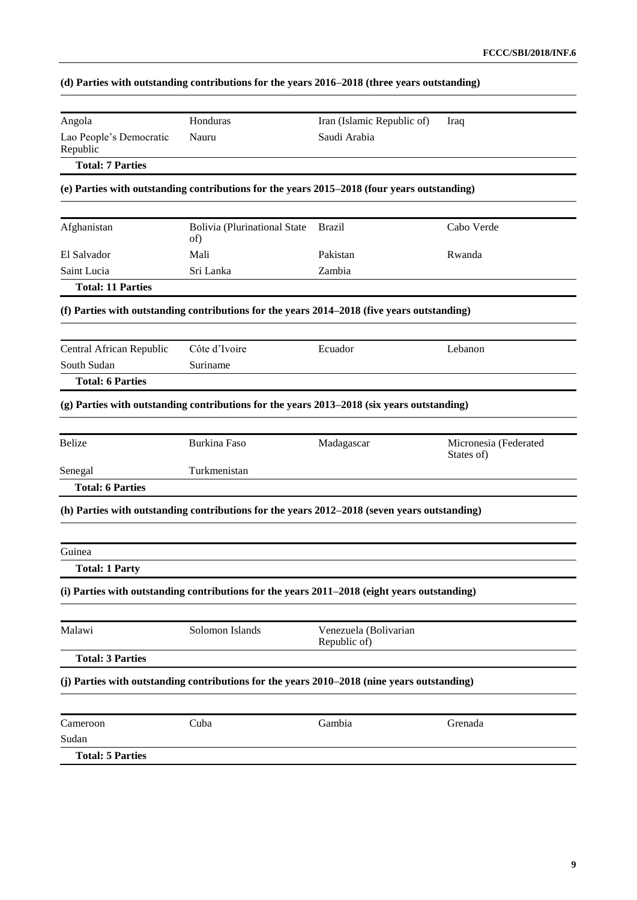**(d) Parties with outstanding contributions for the years 2016–2018 (three years outstanding)**

| | | | |
|---|---|---|---|
| Angola | Honduras | Iran (Islamic Republic of) | Iraq |
| Lao People's Democratic Republic | Nauru | Saudi Arabia | |
| **Total: 7 Parties** | | | |

**(e) Parties with outstanding contributions for the years 2015–2018 (four years outstanding)**

| | | | |
|---|---|---|---|
| Afghanistan | Bolivia (Plurinational State of) | Brazil | Cabo Verde |
| El Salvador | Mali | Pakistan | Rwanda |
| Saint Lucia | Sri Lanka | Zambia | |
| **Total: 11 Parties** | | | |

**(f) Parties with outstanding contributions for the years 2014–2018 (five years outstanding)**

| | | | |
|---|---|---|---|
| Central African Republic | Côte d'Ivoire | Ecuador | Lebanon |
| South Sudan | Suriname | | |
| **Total: 6 Parties** | | | |

**(g) Parties with outstanding contributions for the years 2013–2018 (six years outstanding)**

| | | | |
|---|---|---|---|
| Belize | Burkina Faso | Madagascar | Micronesia (Federated States of) |
| Senegal | Turkmenistan | | |
| **Total: 6 Parties** | | | |

**(h) Parties with outstanding contributions for the years 2012–2018 (seven years outstanding)**

| |
|---|
| Guinea |
| **Total: 1 Party** |

**(i) Parties with outstanding contributions for the years 2011–2018 (eight years outstanding)**

| | | |
|---|---|---|
| Malawi | Solomon Islands | Venezuela (Bolivarian Republic of) |
| **Total: 3 Parties** | | |

**(j) Parties with outstanding contributions for the years 2010–2018 (nine years outstanding)**

| | | | |
|---|---|---|---|
| Cameroon | Cuba | Gambia | Grenada |
| Sudan | | | |
| **Total: 5 Parties** | | | |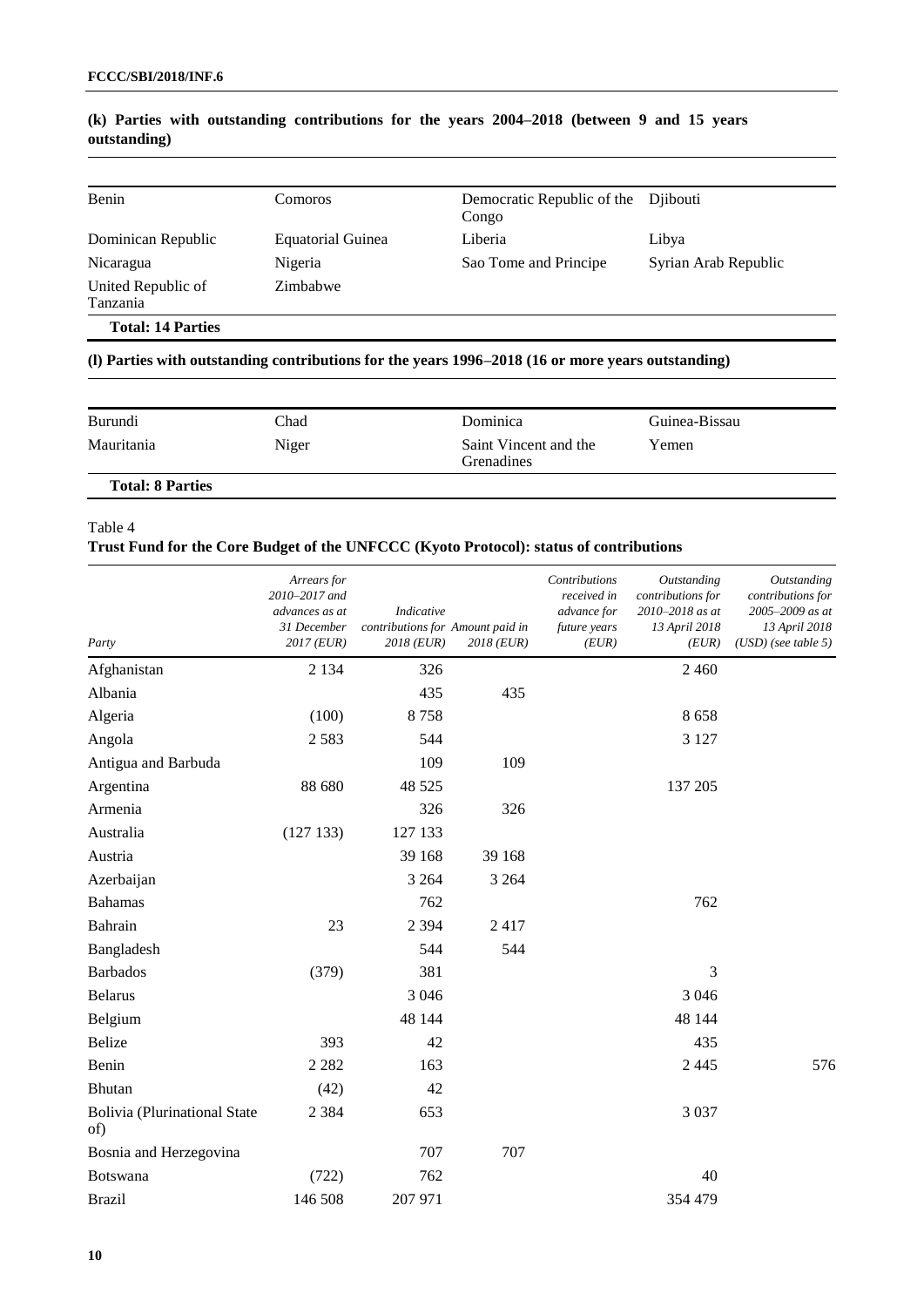**(k) Parties with outstanding contributions for the years 2004–2018 (between 9 and 15 years outstanding)**

| | | | |
|---|---|---|---|
| Benin | Comoros | Democratic Republic of the Congo | Djibouti |
| Dominican Republic | Equatorial Guinea | Liberia | Libya |
| Nicaragua | Nigeria | Sao Tome and Principe | Syrian Arab Republic |
| United Republic of Tanzania | Zimbabwe | | |
| **Total: 14 Parties** | | | |

**(l) Parties with outstanding contributions for the years 1996–2018 (16 or more years outstanding)**

| | | | |
|---|---|---|---|
| Burundi | Chad | Dominica | Guinea-Bissau |
| Mauritania | Niger | Saint Vincent and the Grenadines | Yemen |
| **Total: 8 Parties** | | | |

Table 4
**Trust Fund for the Core Budget of the UNFCCC (Kyoto Protocol): status of contributions**

| *Party* | *Arrears for 2010–2017 and advances as at 31 December 2017 (EUR)* | *Indicative contributions for 2018 (EUR)* | *Amount paid in 2018 (EUR)* | *Contributions received in advance for future years (EUR)* | *Outstanding contributions for 2010–2018 as at 13 April 2018 (EUR)* | *Outstanding contributions for 2005–2009 as at 13 April 2018 (USD) (see table 5)* |
|---|---|---|---|---|---|---|
| Afghanistan | 2 134 | 326 | | | 2 460 | |
| Albania | | 435 | 435 | | | |
| Algeria | (100) | 8 758 | | | 8 658 | |
| Angola | 2 583 | 544 | | | 3 127 | |
| Antigua and Barbuda | | 109 | 109 | | | |
| Argentina | 88 680 | 48 525 | | | 137 205 | |
| Armenia | | 326 | 326 | | | |
| Australia | (127 133) | 127 133 | | | | |
| Austria | | 39 168 | 39 168 | | | |
| Azerbaijan | | 3 264 | 3 264 | | | |
| Bahamas | | 762 | | | 762 | |
| Bahrain | 23 | 2 394 | 2 417 | | | |
| Bangladesh | | 544 | 544 | | | |
| Barbados | (379) | 381 | | | 3 | |
| Belarus | | 3 046 | | | 3 046 | |
| Belgium | | 48 144 | | | 48 144 | |
| Belize | 393 | 42 | | | 435 | |
| Benin | 2 282 | 163 | | | 2 445 | 576 |
| Bhutan | (42) | 42 | | | | |
| Bolivia (Plurinational State of) | 2 384 | 653 | | | 3 037 | |
| Bosnia and Herzegovina | | 707 | 707 | | | |
| Botswana | (722) | 762 | | | 40 | |
| Brazil | 146 508 | 207 971 | | | 354 479 | |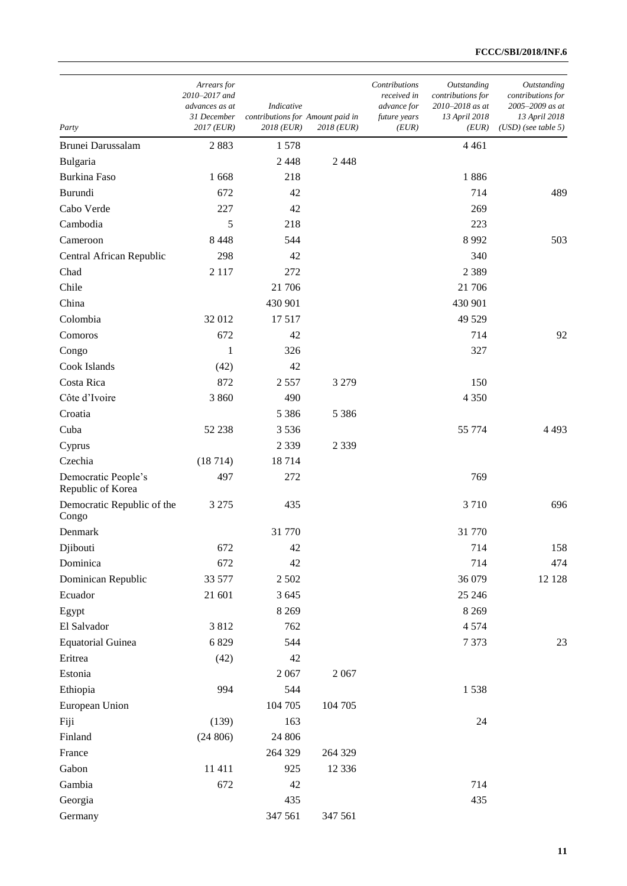| Party | Arrears for 2010–2017 and advances as at 31 December 2017 (EUR) | Indicative contributions for 2018 (EUR) | Amount paid in 2018 (EUR) | Contributions received in advance for future years (EUR) | Outstanding contributions for 2010–2018 as at 13 April 2018 (EUR) | Outstanding contributions for 2005–2009 as at 13 April 2018 (USD) (see table 5) |
|---|---|---|---|---|---|---|
| Brunei Darussalam | 2 883 | 1 578 | | | 4 461 | |
| Bulgaria | | 2 448 | 2 448 | | | |
| Burkina Faso | 1 668 | 218 | | | 1 886 | |
| Burundi | 672 | 42 | | | 714 | 489 |
| Cabo Verde | 227 | 42 | | | 269 | |
| Cambodia | 5 | 218 | | | 223 | |
| Cameroon | 8 448 | 544 | | | 8 992 | 503 |
| Central African Republic | 298 | 42 | | | 340 | |
| Chad | 2 117 | 272 | | | 2 389 | |
| Chile | | 21 706 | | | 21 706 | |
| China | | 430 901 | | | 430 901 | |
| Colombia | 32 012 | 17 517 | | | 49 529 | |
| Comoros | 672 | 42 | | | 714 | 92 |
| Congo | 1 | 326 | | | 327 | |
| Cook Islands | (42) | 42 | | | | |
| Costa Rica | 872 | 2 557 | 3 279 | | 150 | |
| Côte d'Ivoire | 3 860 | 490 | | | 4 350 | |
| Croatia | | 5 386 | 5 386 | | | |
| Cuba | 52 238 | 3 536 | | | 55 774 | 4 493 |
| Cyprus | | 2 339 | 2 339 | | | |
| Czechia | (18 714) | 18 714 | | | | |
| Democratic People's Republic of Korea | 497 | 272 | | | 769 | |
| Democratic Republic of the Congo | 3 275 | 435 | | | 3 710 | 696 |
| Denmark | | 31 770 | | | 31 770 | |
| Djibouti | 672 | 42 | | | 714 | 158 |
| Dominica | 672 | 42 | | | 714 | 474 |
| Dominican Republic | 33 577 | 2 502 | | | 36 079 | 12 128 |
| Ecuador | 21 601 | 3 645 | | | 25 246 | |
| Egypt | | 8 269 | | | 8 269 | |
| El Salvador | 3 812 | 762 | | | 4 574 | |
| Equatorial Guinea | 6 829 | 544 | | | 7 373 | 23 |
| Eritrea | (42) | 42 | | | | |
| Estonia | | 2 067 | 2 067 | | | |
| Ethiopia | 994 | 544 | | | 1 538 | |
| European Union | | 104 705 | 104 705 | | | |
| Fiji | (139) | 163 | | | 24 | |
| Finland | (24 806) | 24 806 | | | | |
| France | | 264 329 | 264 329 | | | |
| Gabon | 11 411 | 925 | 12 336 | | | |
| Gambia | 672 | 42 | | | 714 | |
| Georgia | | 435 | | | 435 | |
| Germany | | 347 561 | 347 561 | | | |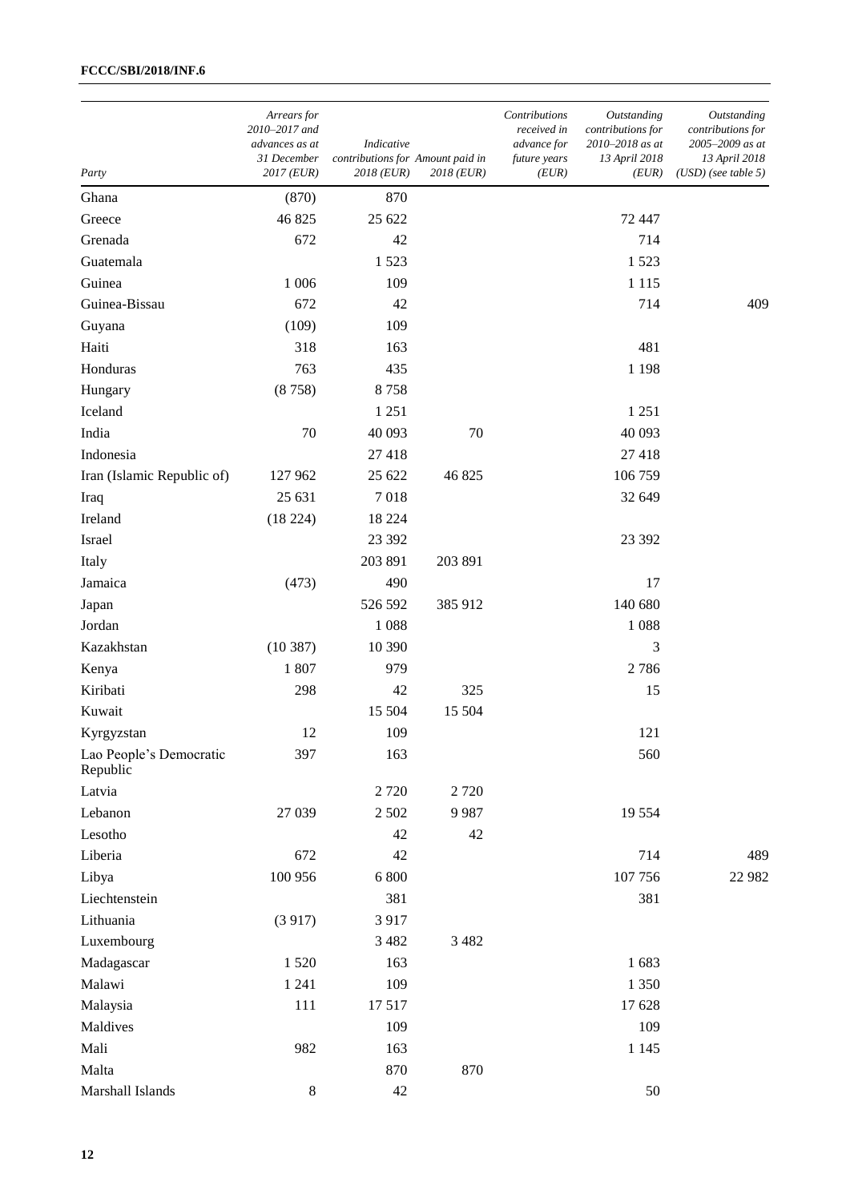| Party | Arrears for 2010–2017 and advances as at 31 December 2017 (EUR) | Indicative contributions for 2018 (EUR) | Amount paid in 2018 (EUR) | Contributions received in advance for future years (EUR) | Outstanding contributions for 2010–2018 as at 13 April 2018 (EUR) | Outstanding contributions for 2005–2009 as at 13 April 2018 (USD) (see table 5) |
|---|---|---|---|---|---|---|
| Ghana | (870) | 870 | | | | |
| Greece | 46 825 | 25 622 | | | 72 447 | |
| Grenada | 672 | 42 | | | 714 | |
| Guatemala | | 1 523 | | | 1 523 | |
| Guinea | 1 006 | 109 | | | 1 115 | |
| Guinea-Bissau | 672 | 42 | | | 714 | 409 |
| Guyana | (109) | 109 | | | | |
| Haiti | 318 | 163 | | | 481 | |
| Honduras | 763 | 435 | | | 1 198 | |
| Hungary | (8 758) | 8 758 | | | | |
| Iceland | | 1 251 | | | 1 251 | |
| India | 70 | 40 093 | 70 | | 40 093 | |
| Indonesia | | 27 418 | | | 27 418 | |
| Iran (Islamic Republic of) | 127 962 | 25 622 | 46 825 | | 106 759 | |
| Iraq | 25 631 | 7 018 | | | 32 649 | |
| Ireland | (18 224) | 18 224 | | | | |
| Israel | | 23 392 | | | 23 392 | |
| Italy | | 203 891 | 203 891 | | | |
| Jamaica | (473) | 490 | | | 17 | |
| Japan | | 526 592 | 385 912 | | 140 680 | |
| Jordan | | 1 088 | | | 1 088 | |
| Kazakhstan | (10 387) | 10 390 | | | 3 | |
| Kenya | 1 807 | 979 | | | 2 786 | |
| Kiribati | 298 | 42 | 325 | | 15 | |
| Kuwait | | 15 504 | 15 504 | | | |
| Kyrgyzstan | 12 | 109 | | | 121 | |
| Lao People's Democratic Republic | 397 | 163 | | | 560 | |
| Latvia | | 2 720 | 2 720 | | | |
| Lebanon | 27 039 | 2 502 | 9 987 | | 19 554 | |
| Lesotho | | 42 | 42 | | | |
| Liberia | 672 | 42 | | | 714 | 489 |
| Libya | 100 956 | 6 800 | | | 107 756 | 22 982 |
| Liechtenstein | | 381 | | | 381 | |
| Lithuania | (3 917) | 3 917 | | | | |
| Luxembourg | | 3 482 | 3 482 | | | |
| Madagascar | 1 520 | 163 | | | 1 683 | |
| Malawi | 1 241 | 109 | | | 1 350 | |
| Malaysia | 111 | 17 517 | | | 17 628 | |
| Maldives | | 109 | | | 109 | |
| Mali | 982 | 163 | | | 1 145 | |
| Malta | | 870 | 870 | | | |
| Marshall Islands | 8 | 42 | | | 50 | |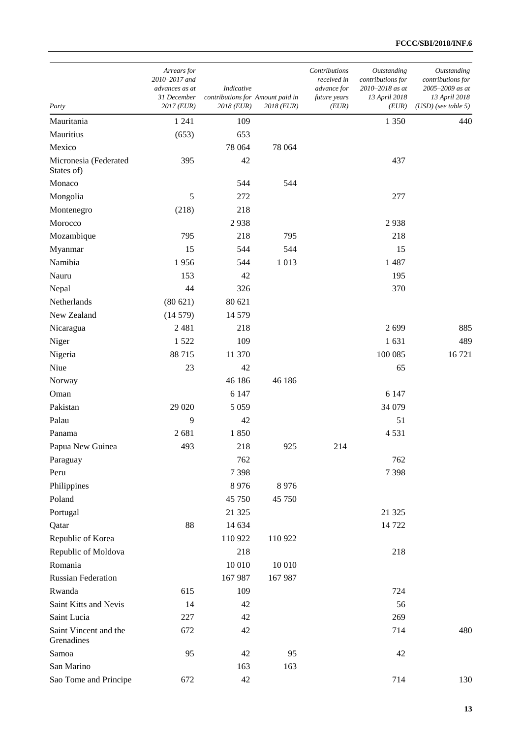| Party | Arrears for 2010–2017 and advances as at 31 December 2017 (EUR) | Indicative contributions for 2018 (EUR) | Amount paid in 2018 (EUR) | Contributions received in advance for future years (EUR) | Outstanding contributions for 2010–2018 as at 13 April 2018 (EUR) | Outstanding contributions for 2005–2009 as at 13 April 2018 (USD) (see table 5) |
|---|---|---|---|---|---|---|
| Mauritania | 1 241 | 109 | | | 1 350 | 440 |
| Mauritius | (653) | 653 | | | | |
| Mexico | | 78 064 | 78 064 | | | |
| Micronesia (Federated States of) | 395 | 42 | | | 437 | |
| Monaco | | 544 | 544 | | | |
| Mongolia | 5 | 272 | | | 277 | |
| Montenegro | (218) | 218 | | | | |
| Morocco | | 2 938 | | | 2 938 | |
| Mozambique | 795 | 218 | 795 | | 218 | |
| Myanmar | 15 | 544 | 544 | | 15 | |
| Namibia | 1 956 | 544 | 1 013 | | 1 487 | |
| Nauru | 153 | 42 | | | 195 | |
| Nepal | 44 | 326 | | | 370 | |
| Netherlands | (80 621) | 80 621 | | | | |
| New Zealand | (14 579) | 14 579 | | | | |
| Nicaragua | 2 481 | 218 | | | 2 699 | 885 |
| Niger | 1 522 | 109 | | | 1 631 | 489 |
| Nigeria | 88 715 | 11 370 | | | 100 085 | 16 721 |
| Niue | 23 | 42 | | | 65 | |
| Norway | | 46 186 | 46 186 | | | |
| Oman | | 6 147 | | | 6 147 | |
| Pakistan | 29 020 | 5 059 | | | 34 079 | |
| Palau | 9 | 42 | | | 51 | |
| Panama | 2 681 | 1 850 | | | 4 531 | |
| Papua New Guinea | 493 | 218 | 925 | 214 | | |
| Paraguay | | 762 | | | 762 | |
| Peru | | 7 398 | | | 7 398 | |
| Philippines | | 8 976 | 8 976 | | | |
| Poland | | 45 750 | 45 750 | | | |
| Portugal | | 21 325 | | | 21 325 | |
| Qatar | 88 | 14 634 | | | 14 722 | |
| Republic of Korea | | 110 922 | 110 922 | | | |
| Republic of Moldova | | 218 | | | 218 | |
| Romania | | 10 010 | 10 010 | | | |
| Russian Federation | | 167 987 | 167 987 | | | |
| Rwanda | 615 | 109 | | | 724 | |
| Saint Kitts and Nevis | 14 | 42 | | | 56 | |
| Saint Lucia | 227 | 42 | | | 269 | |
| Saint Vincent and the Grenadines | 672 | 42 | | | 714 | 480 |
| Samoa | 95 | 42 | 95 | | 42 | |
| San Marino | | 163 | 163 | | | |
| Sao Tome and Principe | 672 | 42 | | | 714 | 130 |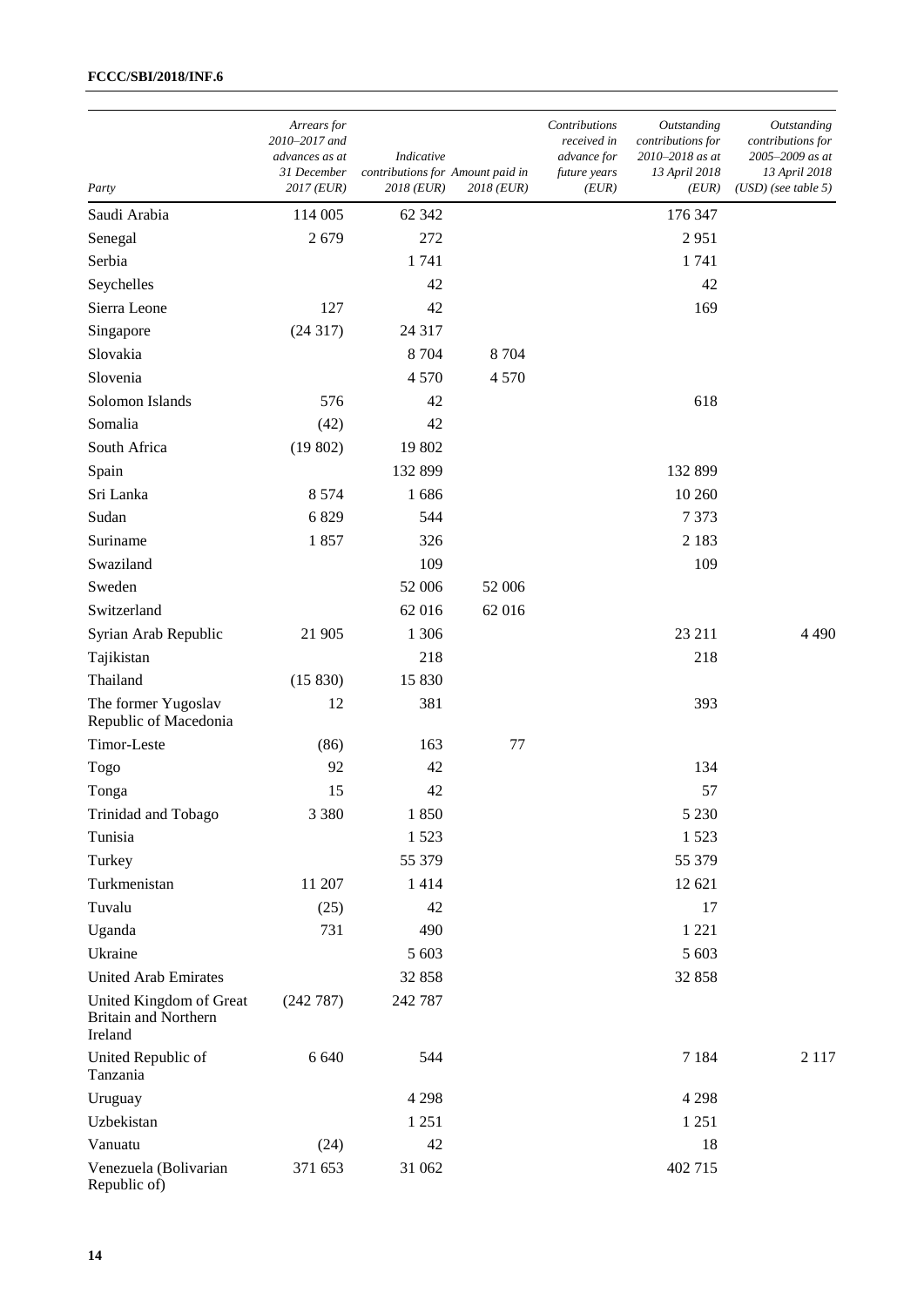| Party | Arrears for 2010–2017 and advances as at 31 December 2017 (EUR) | Indicative contributions for 2018 (EUR) | Amount paid in 2018 (EUR) | Contributions received in advance for future years (EUR) | Outstanding contributions for 2010–2018 as at 13 April 2018 (EUR) | Outstanding contributions for 2005–2009 as at 13 April 2018 (USD) (see table 5) |
|---|---|---|---|---|---|---|
| Saudi Arabia | 114 005 | 62 342 | | | 176 347 | |
| Senegal | 2 679 | 272 | | | 2 951 | |
| Serbia | | 1 741 | | | 1 741 | |
| Seychelles | | 42 | | | 42 | |
| Sierra Leone | 127 | 42 | | | 169 | |
| Singapore | (24 317) | 24 317 | | | | |
| Slovakia | | 8 704 | 8 704 | | | |
| Slovenia | | 4 570 | 4 570 | | | |
| Solomon Islands | 576 | 42 | | | 618 | |
| Somalia | (42) | 42 | | | | |
| South Africa | (19 802) | 19 802 | | | | |
| Spain | | 132 899 | | | 132 899 | |
| Sri Lanka | 8 574 | 1 686 | | | 10 260 | |
| Sudan | 6 829 | 544 | | | 7 373 | |
| Suriname | 1 857 | 326 | | | 2 183 | |
| Swaziland | | 109 | | | 109 | |
| Sweden | | 52 006 | 52 006 | | | |
| Switzerland | | 62 016 | 62 016 | | | |
| Syrian Arab Republic | 21 905 | 1 306 | | | 23 211 | 4 490 |
| Tajikistan | | 218 | | | 218 | |
| Thailand | (15 830) | 15 830 | | | | |
| The former Yugoslav Republic of Macedonia | 12 | 381 | | | 393 | |
| Timor-Leste | (86) | 163 | 77 | | | |
| Togo | 92 | 42 | | | 134 | |
| Tonga | 15 | 42 | | | 57 | |
| Trinidad and Tobago | 3 380 | 1 850 | | | 5 230 | |
| Tunisia | | 1 523 | | | 1 523 | |
| Turkey | | 55 379 | | | 55 379 | |
| Turkmenistan | 11 207 | 1 414 | | | 12 621 | |
| Tuvalu | (25) | 42 | | | 17 | |
| Uganda | 731 | 490 | | | 1 221 | |
| Ukraine | | 5 603 | | | 5 603 | |
| United Arab Emirates | | 32 858 | | | 32 858 | |
| United Kingdom of Great Britain and Northern Ireland | (242 787) | 242 787 | | | | |
| United Republic of Tanzania | 6 640 | 544 | | | 7 184 | 2 117 |
| Uruguay | | 4 298 | | | 4 298 | |
| Uzbekistan | | 1 251 | | | 1 251 | |
| Vanuatu | (24) | 42 | | | 18 | |
| Venezuela (Bolivarian Republic of) | 371 653 | 31 062 | | | 402 715 | |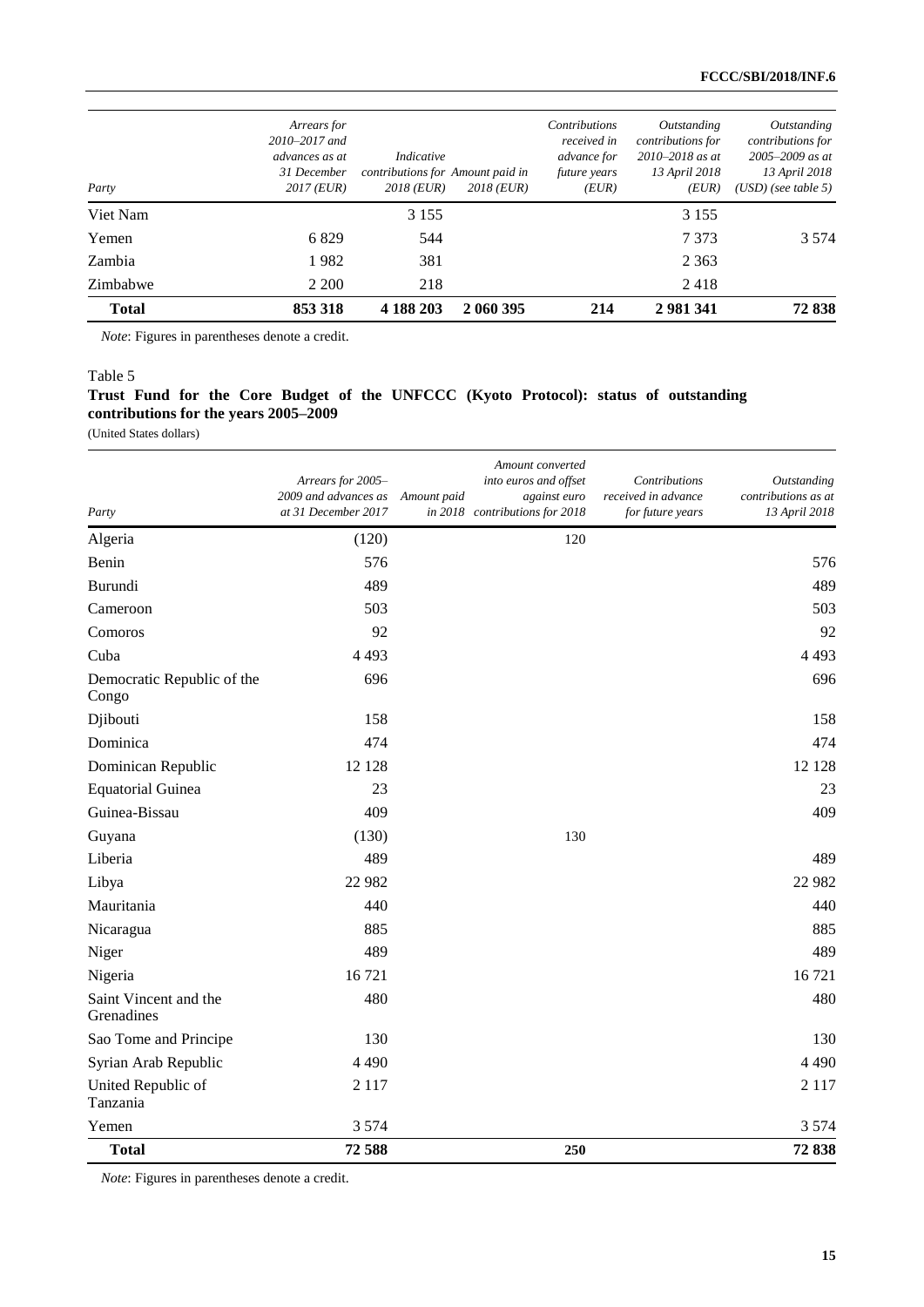| Party | Arrears for 2010–2017 and advances as at 31 December 2017 (EUR) | Indicative contributions for 2018 (EUR) | Amount paid in 2018 (EUR) | Contributions received in advance for future years (EUR) | Outstanding contributions for 2010–2018 as at 13 April 2018 (EUR) | Outstanding contributions for 2005–2009 as at 13 April 2018 (USD) (see table 5) |
|---|---|---|---|---|---|---|
| Viet Nam | | 3 155 | | | 3 155 | |
| Yemen | 6 829 | 544 | | | 7 373 | 3 574 |
| Zambia | 1 982 | 381 | | | 2 363 | |
| Zimbabwe | 2 200 | 218 | | | 2 418 | |
| **Total** | **853 318** | **4 188 203** | **2 060 395** | **214** | **2 981 341** | **72 838** |

*Note*: Figures in parentheses denote a credit.

Table 5

**Trust Fund for the Core Budget of the UNFCCC (Kyoto Protocol): status of outstanding contributions for the years 2005–2009**

(United States dollars)

| Party | Arrears for 2005–2009 and advances as at 31 December 2017 | Amount paid in 2018 | Amount converted into euros and offset against euro contributions for 2018 | Contributions received in advance for future years | Outstanding contributions as at 13 April 2018 |
|---|---|---|---|---|---|
| Algeria | (120) | | 120 | | |
| Benin | 576 | | | | 576 |
| Burundi | 489 | | | | 489 |
| Cameroon | 503 | | | | 503 |
| Comoros | 92 | | | | 92 |
| Cuba | 4 493 | | | | 4 493 |
| Democratic Republic of the Congo | 696 | | | | 696 |
| Djibouti | 158 | | | | 158 |
| Dominica | 474 | | | | 474 |
| Dominican Republic | 12 128 | | | | 12 128 |
| Equatorial Guinea | 23 | | | | 23 |
| Guinea-Bissau | 409 | | | | 409 |
| Guyana | (130) | | 130 | | |
| Liberia | 489 | | | | 489 |
| Libya | 22 982 | | | | 22 982 |
| Mauritania | 440 | | | | 440 |
| Nicaragua | 885 | | | | 885 |
| Niger | 489 | | | | 489 |
| Nigeria | 16 721 | | | | 16 721 |
| Saint Vincent and the Grenadines | 480 | | | | 480 |
| Sao Tome and Principe | 130 | | | | 130 |
| Syrian Arab Republic | 4 490 | | | | 4 490 |
| United Republic of Tanzania | 2 117 | | | | 2 117 |
| Yemen | 3 574 | | | | 3 574 |
| **Total** | **72 588** | | **250** | | **72 838** |

*Note*: Figures in parentheses denote a credit.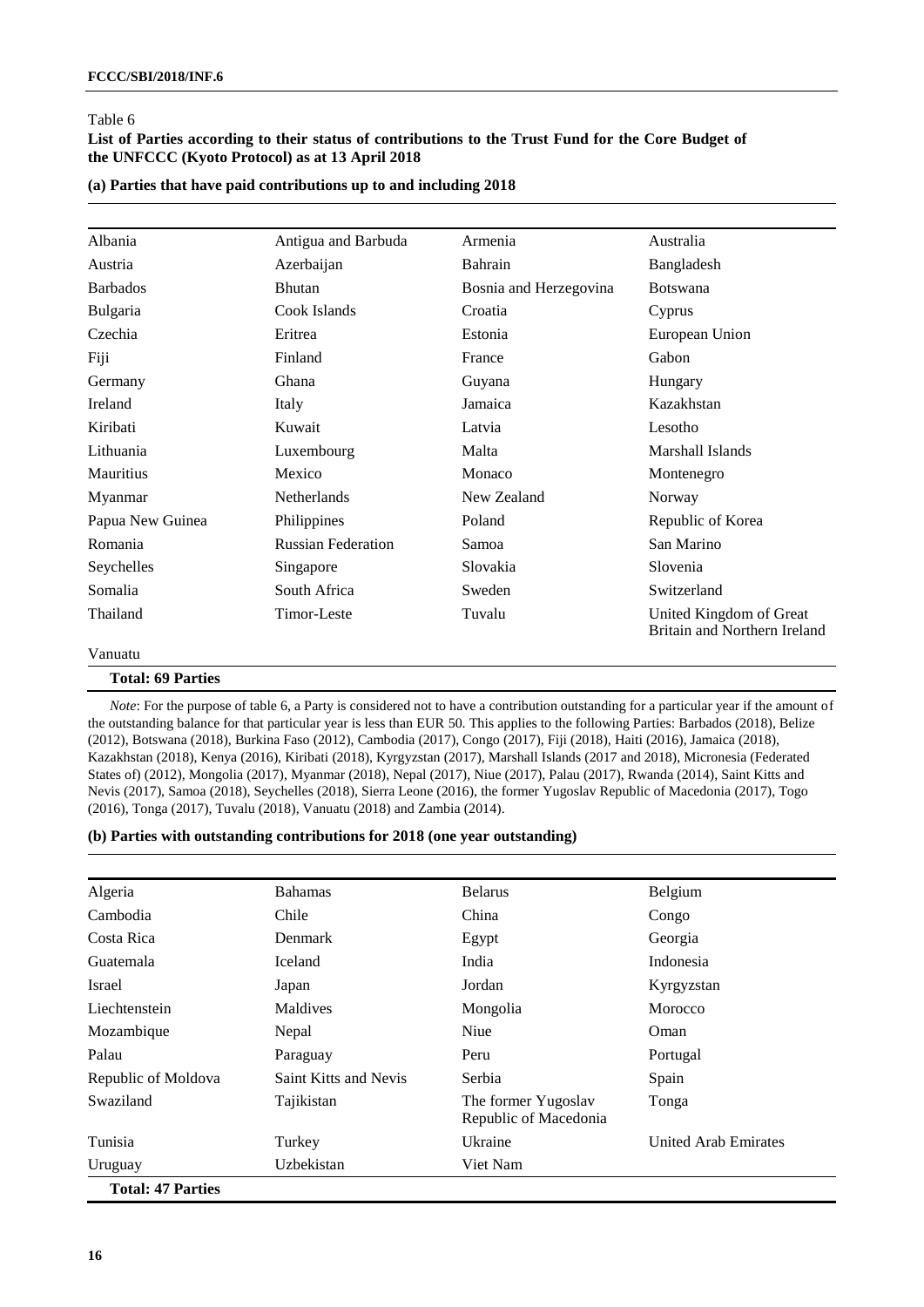Table 6

**List of Parties according to their status of contributions to the Trust Fund for the Core Budget of the UNFCCC (Kyoto Protocol) as at 13 April 2018**

**(a) Parties that have paid contributions up to and including 2018**

| | | | |
|---|---|---|---|
| Albania | Antigua and Barbuda | Armenia | Australia |
| Austria | Azerbaijan | Bahrain | Bangladesh |
| Barbados | Bhutan | Bosnia and Herzegovina | Botswana |
| Bulgaria | Cook Islands | Croatia | Cyprus |
| Czechia | Eritrea | Estonia | European Union |
| Fiji | Finland | France | Gabon |
| Germany | Ghana | Guyana | Hungary |
| Ireland | Italy | Jamaica | Kazakhstan |
| Kiribati | Kuwait | Latvia | Lesotho |
| Lithuania | Luxembourg | Malta | Marshall Islands |
| Mauritius | Mexico | Monaco | Montenegro |
| Myanmar | Netherlands | New Zealand | Norway |
| Papua New Guinea | Philippines | Poland | Republic of Korea |
| Romania | Russian Federation | Samoa | San Marino |
| Seychelles | Singapore | Slovakia | Slovenia |
| Somalia | South Africa | Sweden | Switzerland |
| Thailand | Timor-Leste | Tuvalu | United Kingdom of Great Britain and Northern Ireland |
| Vanuatu | | | |
| **Total: 69 Parties** | | | |

*Note*: For the purpose of table 6, a Party is considered not to have a contribution outstanding for a particular year if the amount of the outstanding balance for that particular year is less than EUR 50. This applies to the following Parties: Barbados (2018), Belize (2012), Botswana (2018), Burkina Faso (2012), Cambodia (2017), Congo (2017), Fiji (2018), Haiti (2016), Jamaica (2018), Kazakhstan (2018), Kenya (2016), Kiribati (2018), Kyrgyzstan (2017), Marshall Islands (2017 and 2018), Micronesia (Federated States of) (2012), Mongolia (2017), Myanmar (2018), Nepal (2017), Niue (2017), Palau (2017), Rwanda (2014), Saint Kitts and Nevis (2017), Samoa (2018), Seychelles (2018), Sierra Leone (2016), the former Yugoslav Republic of Macedonia (2017), Togo (2016), Tonga (2017), Tuvalu (2018), Vanuatu (2018) and Zambia (2014).

**(b) Parties with outstanding contributions for 2018 (one year outstanding)**

| | | | |
|---|---|---|---|
| Algeria | Bahamas | Belarus | Belgium |
| Cambodia | Chile | China | Congo |
| Costa Rica | Denmark | Egypt | Georgia |
| Guatemala | Iceland | India | Indonesia |
| Israel | Japan | Jordan | Kyrgyzstan |
| Liechtenstein | Maldives | Mongolia | Morocco |
| Mozambique | Nepal | Niue | Oman |
| Palau | Paraguay | Peru | Portugal |
| Republic of Moldova | Saint Kitts and Nevis | Serbia | Spain |
| Swaziland | Tajikistan | The former Yugoslav Republic of Macedonia | Tonga |
| Tunisia | Turkey | Ukraine | United Arab Emirates |
| Uruguay | Uzbekistan | Viet Nam | |
| **Total: 47 Parties** | | | |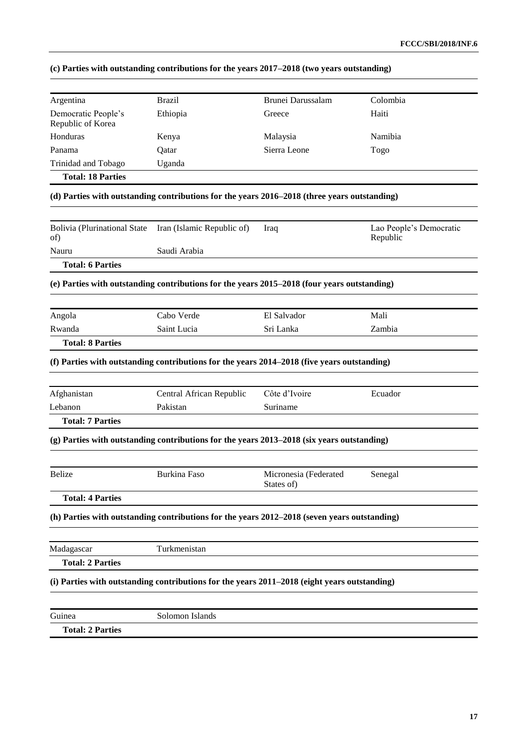**(c) Parties with outstanding contributions for the years 2017–2018 (two years outstanding)**

| | | | |
|---|---|---|---|
| Argentina | Brazil | Brunei Darussalam | Colombia |
| Democratic People's Republic of Korea | Ethiopia | Greece | Haiti |
| Honduras | Kenya | Malaysia | Namibia |
| Panama | Qatar | Sierra Leone | Togo |
| Trinidad and Tobago | Uganda | | |
| **Total: 18 Parties** | | | |

**(d) Parties with outstanding contributions for the years 2016–2018 (three years outstanding)**

| | | | |
|---|---|---|---|
| Bolivia (Plurinational State of) | Iran (Islamic Republic of) | Iraq | Lao People's Democratic Republic |
| Nauru | Saudi Arabia | | |
| **Total: 6 Parties** | | | |

**(e) Parties with outstanding contributions for the years 2015–2018 (four years outstanding)**

| | | | |
|---|---|---|---|
| Angola | Cabo Verde | El Salvador | Mali |
| Rwanda | Saint Lucia | Sri Lanka | Zambia |
| **Total: 8 Parties** | | | |

**(f) Parties with outstanding contributions for the years 2014–2018 (five years outstanding)**

| | | | |
|---|---|---|---|
| Afghanistan | Central African Republic | Côte d'Ivoire | Ecuador |
| Lebanon | Pakistan | Suriname | |
| **Total: 7 Parties** | | | |

**(g) Parties with outstanding contributions for the years 2013–2018 (six years outstanding)**

| | | | |
|---|---|---|---|
| Belize | Burkina Faso | Micronesia (Federated States of) | Senegal |
| **Total: 4 Parties** | | | |

**(h) Parties with outstanding contributions for the years 2012–2018 (seven years outstanding)**

| | |
|---|---|
| Madagascar | Turkmenistan |
| **Total: 2 Parties** | |

**(i) Parties with outstanding contributions for the years 2011–2018 (eight years outstanding)**

| | |
|---|---|
| Guinea | Solomon Islands |
| **Total: 2 Parties** | |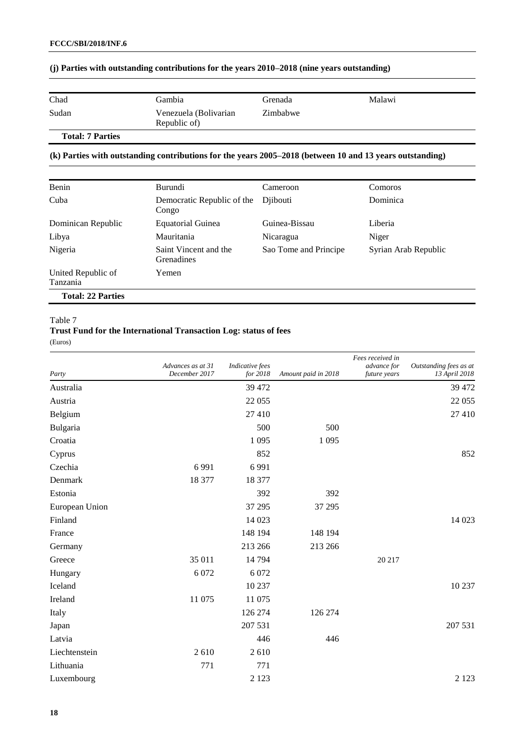**(j) Parties with outstanding contributions for the years 2010–2018 (nine years outstanding)**

| | | | |
|---|---|---|---|
| Chad | Gambia | Grenada | Malawi |
| Sudan | Venezuela (Bolivarian Republic of) | Zimbabwe | |
| **Total: 7 Parties** | | | |

**(k) Parties with outstanding contributions for the years 2005–2018 (between 10 and 13 years outstanding)**

| | | | |
|---|---|---|---|
| Benin | Burundi | Cameroon | Comoros |
| Cuba | Democratic Republic of the Congo | Djibouti | Dominica |
| Dominican Republic | Equatorial Guinea | Guinea-Bissau | Liberia |
| Libya | Mauritania | Nicaragua | Niger |
| Nigeria | Saint Vincent and the Grenadines | Sao Tome and Principe | Syrian Arab Republic |
| United Republic of Tanzania | Yemen | | |
| **Total: 22 Parties** | | | |

Table 7

**Trust Fund for the International Transaction Log: status of fees**

(Euros)

| *Party* | *Advances as at 31 December 2017* | *Indicative fees for 2018* | *Amount paid in 2018* | *Fees received in advance for future years* | *Outstanding fees as at 13 April 2018* |
|---|---|---|---|---|---|
| Australia | | 39 472 | | | 39 472 |
| Austria | | 22 055 | | | 22 055 |
| Belgium | | 27 410 | | | 27 410 |
| Bulgaria | | 500 | 500 | | |
| Croatia | | 1 095 | 1 095 | | |
| Cyprus | | 852 | | | 852 |
| Czechia | 6 991 | 6 991 | | | |
| Denmark | 18 377 | 18 377 | | | |
| Estonia | | 392 | 392 | | |
| European Union | | 37 295 | 37 295 | | |
| Finland | | 14 023 | | | 14 023 |
| France | | 148 194 | 148 194 | | |
| Germany | | 213 266 | 213 266 | | |
| Greece | 35 011 | 14 794 | | 20 217 | |
| Hungary | 6 072 | 6 072 | | | |
| Iceland | | 10 237 | | | 10 237 |
| Ireland | 11 075 | 11 075 | | | |
| Italy | | 126 274 | 126 274 | | |
| Japan | | 207 531 | | | 207 531 |
| Latvia | | 446 | 446 | | |
| Liechtenstein | 2 610 | 2 610 | | | |
| Lithuania | 771 | 771 | | | |
| Luxembourg | | 2 123 | | | 2 123 |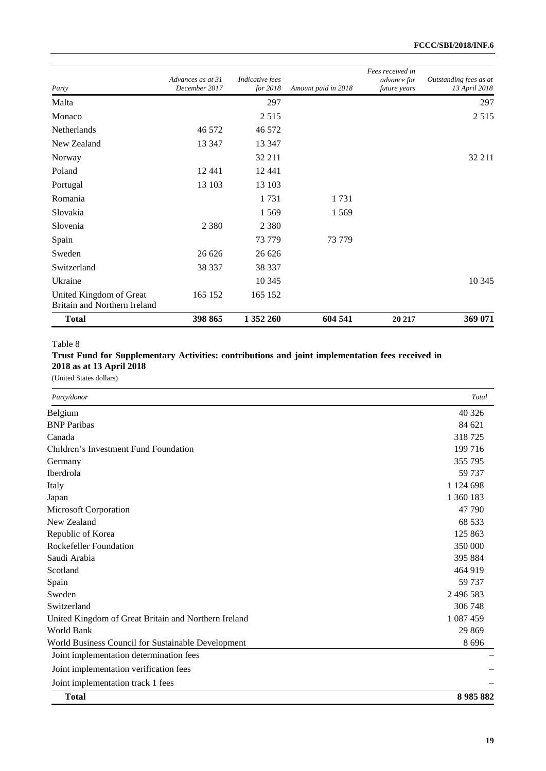| Party | *Advances as at 31 December 2017* | *Indicative fees for 2018* | *Amount paid in 2018* | *Fees received in advance for future years* | *Outstanding fees as at 13 April 2018* |
|---|---|---|---|---|---|
| Malta | | 297 | | | 297 |
| Monaco | | 2 515 | | | 2 515 |
| Netherlands | 46 572 | 46 572 | | | |
| New Zealand | 13 347 | 13 347 | | | |
| Norway | | 32 211 | | | 32 211 |
| Poland | 12 441 | 12 441 | | | |
| Portugal | 13 103 | 13 103 | | | |
| Romania | | 1 731 | 1 731 | | |
| Slovakia | | 1 569 | 1 569 | | |
| Slovenia | 2 380 | 2 380 | | | |
| Spain | | 73 779 | 73 779 | | |
| Sweden | 26 626 | 26 626 | | | |
| Switzerland | 38 337 | 38 337 | | | |
| Ukraine | | 10 345 | | | 10 345 |
| United Kingdom of Great Britain and Northern Ireland | 165 152 | 165 152 | | | |
| **Total** | **398 865** | **1 352 260** | **604 541** | **20 217** | **369 071** |

Table 8

**Trust Fund for Supplementary Activities: contributions and joint implementation fees received in 2018 as at 13 April 2018**

(United States dollars)

| *Party/donor* | *Total* |
|---|---|
| Belgium | 40 326 |
| BNP Paribas | 84 621 |
| Canada | 318 725 |
| Children's Investment Fund Foundation | 199 716 |
| Germany | 355 795 |
| Iberdrola | 59 737 |
| Italy | 1 124 698 |
| Japan | 1 360 183 |
| Microsoft Corporation | 47 790 |
| New Zealand | 68 533 |
| Republic of Korea | 125 863 |
| Rockefeller Foundation | 350 000 |
| Saudi Arabia | 395 884 |
| Scotland | 464 919 |
| Spain | 59 737 |
| Sweden | 2 496 583 |
| Switzerland | 306 748 |
| United Kingdom of Great Britain and Northern Ireland | 1 087 459 |
| World Bank | 29 869 |
| World Business Council for Sustainable Development | 8 696 |
| Joint implementation determination fees | – |
| Joint implementation verification fees | – |
| Joint implementation track 1 fees | – |
| **Total** | **8 985 882** |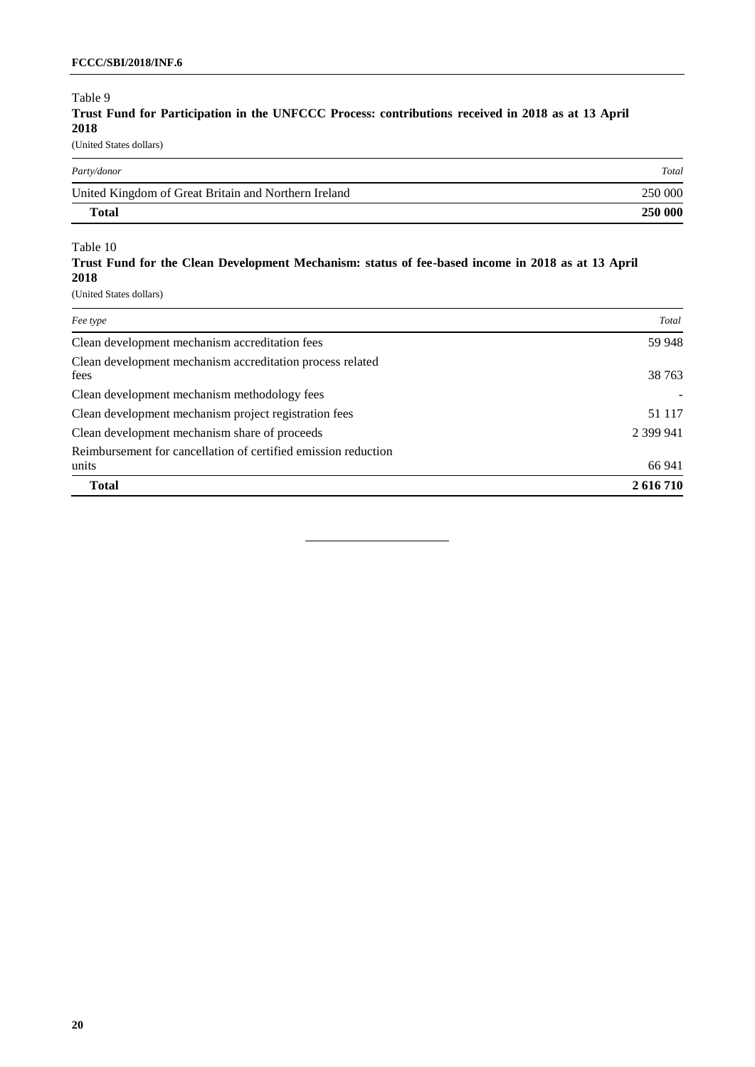Table 9

**Trust Fund for Participation in the UNFCCC Process: contributions received in 2018 as at 13 April 2018**

(United States dollars)

| *Party/donor* | *Total* |
| --- | --- |
| United Kingdom of Great Britain and Northern Ireland | 250 000 |
| **Total** | **250 000** |

Table 10

**Trust Fund for the Clean Development Mechanism: status of fee-based income in 2018 as at 13 April 2018**

(United States dollars)

| *Fee type* | *Total* |
| --- | --- |
| Clean development mechanism accreditation fees | 59 948 |
| Clean development mechanism accreditation process related fees | 38 763 |
| Clean development mechanism methodology fees | - |
| Clean development mechanism project registration fees | 51 117 |
| Clean development mechanism share of proceeds | 2 399 941 |
| Reimbursement for cancellation of certified emission reduction units | 66 941 |
| **Total** | **2 616 710** |